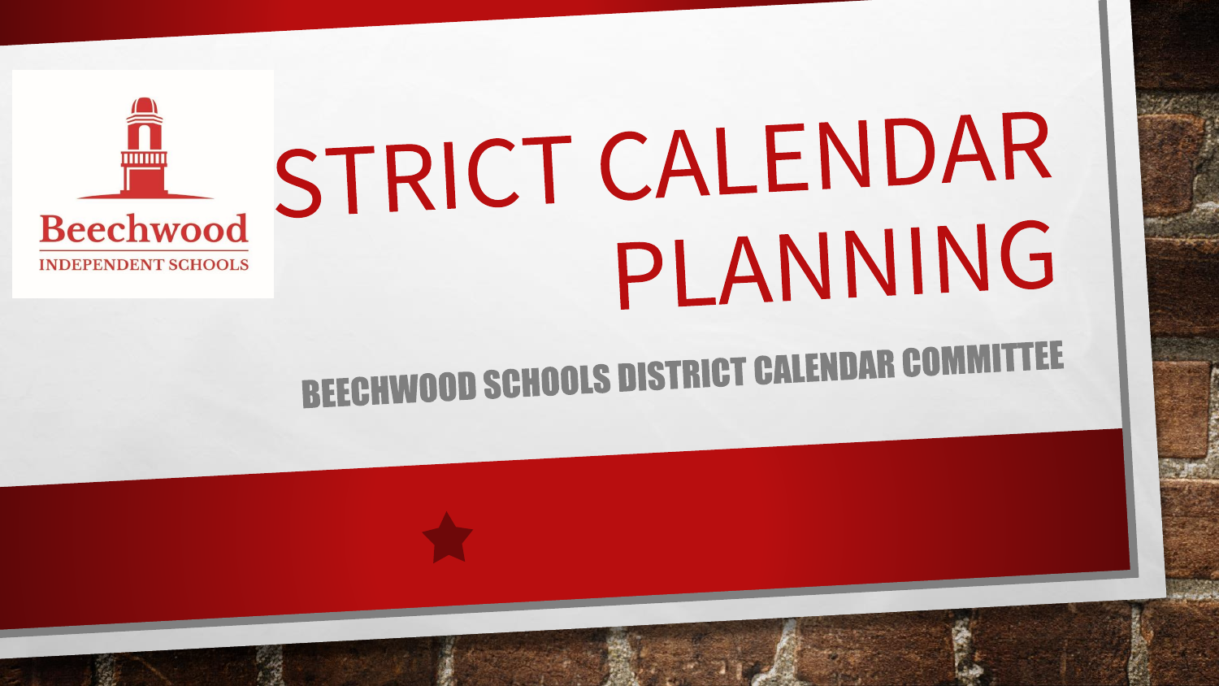Beechwood
INDEPENDENT SCHOOLS

# STRICT CALENDAR PLANNING

## BEECHWOOD SCHOOLS DISTRICT CALENDAR COMMITTEE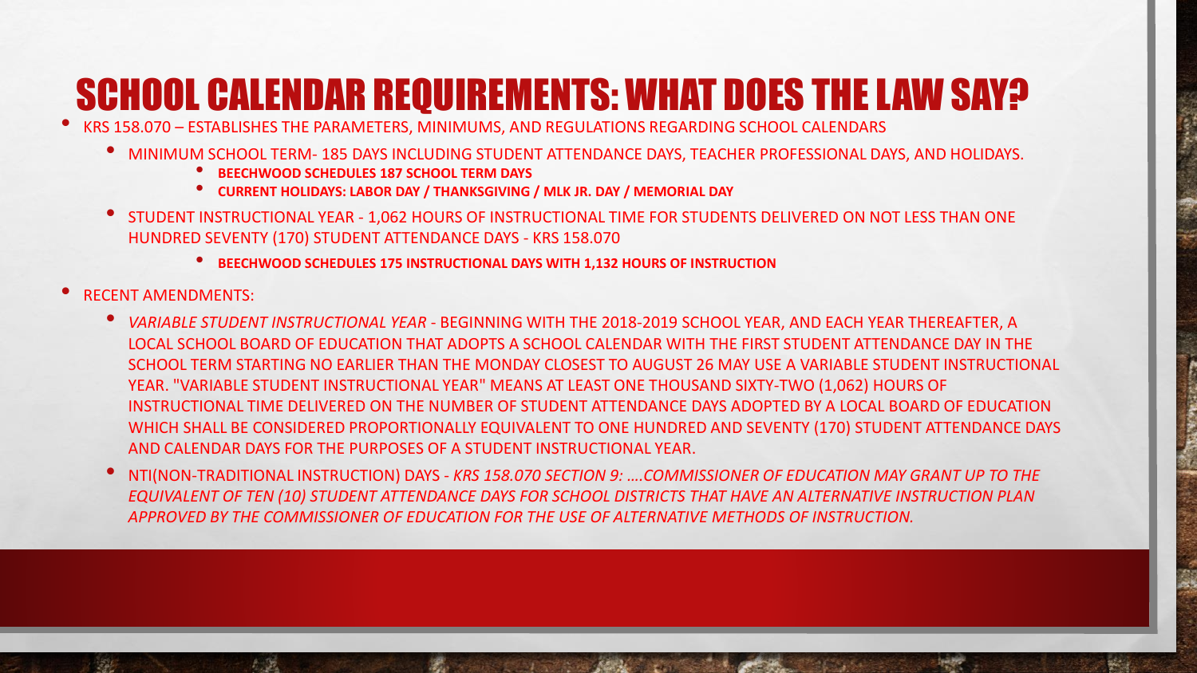# SCHOOL CALENDAR REQUIREMENTS: WHAT DOES THE LAW SAY?

- KRS 158.070 – ESTABLISHES THE PARAMETERS, MINIMUMS, AND REGULATIONS REGARDING SCHOOL CALENDARS
  - MINIMUM SCHOOL TERM- 185 DAYS INCLUDING STUDENT ATTENDANCE DAYS, TEACHER PROFESSIONAL DAYS, AND HOLIDAYS.
    - **BEECHWOOD SCHEDULES 187 SCHOOL TERM DAYS**
    - **CURRENT HOLIDAYS: LABOR DAY / THANKSGIVING / MLK JR. DAY / MEMORIAL DAY**
  - STUDENT INSTRUCTIONAL YEAR - 1,062 HOURS OF INSTRUCTIONAL TIME FOR STUDENTS DELIVERED ON NOT LESS THAN ONE HUNDRED SEVENTY (170) STUDENT ATTENDANCE DAYS - KRS 158.070
    - **BEECHWOOD SCHEDULES 175 INSTRUCTIONAL DAYS WITH 1,132 HOURS OF INSTRUCTION**
- RECENT AMENDMENTS:
  - *VARIABLE STUDENT INSTRUCTIONAL YEAR* - BEGINNING WITH THE 2018-2019 SCHOOL YEAR, AND EACH YEAR THEREAFTER, A LOCAL SCHOOL BOARD OF EDUCATION THAT ADOPTS A SCHOOL CALENDAR WITH THE FIRST STUDENT ATTENDANCE DAY IN THE SCHOOL TERM STARTING NO EARLIER THAN THE MONDAY CLOSEST TO AUGUST 26 MAY USE A VARIABLE STUDENT INSTRUCTIONAL YEAR. "VARIABLE STUDENT INSTRUCTIONAL YEAR" MEANS AT LEAST ONE THOUSAND SIXTY-TWO (1,062) HOURS OF INSTRUCTIONAL TIME DELIVERED ON THE NUMBER OF STUDENT ATTENDANCE DAYS ADOPTED BY A LOCAL BOARD OF EDUCATION WHICH SHALL BE CONSIDERED PROPORTIONALLY EQUIVALENT TO ONE HUNDRED AND SEVENTY (170) STUDENT ATTENDANCE DAYS AND CALENDAR DAYS FOR THE PURPOSES OF A STUDENT INSTRUCTIONAL YEAR.
  - NTI(NON-TRADITIONAL INSTRUCTION) DAYS - *KRS 158.070 SECTION 9: ….COMMISSIONER OF EDUCATION MAY GRANT UP TO THE EQUIVALENT OF TEN (10) STUDENT ATTENDANCE DAYS FOR SCHOOL DISTRICTS THAT HAVE AN ALTERNATIVE INSTRUCTION PLAN APPROVED BY THE COMMISSIONER OF EDUCATION FOR THE USE OF ALTERNATIVE METHODS OF INSTRUCTION.*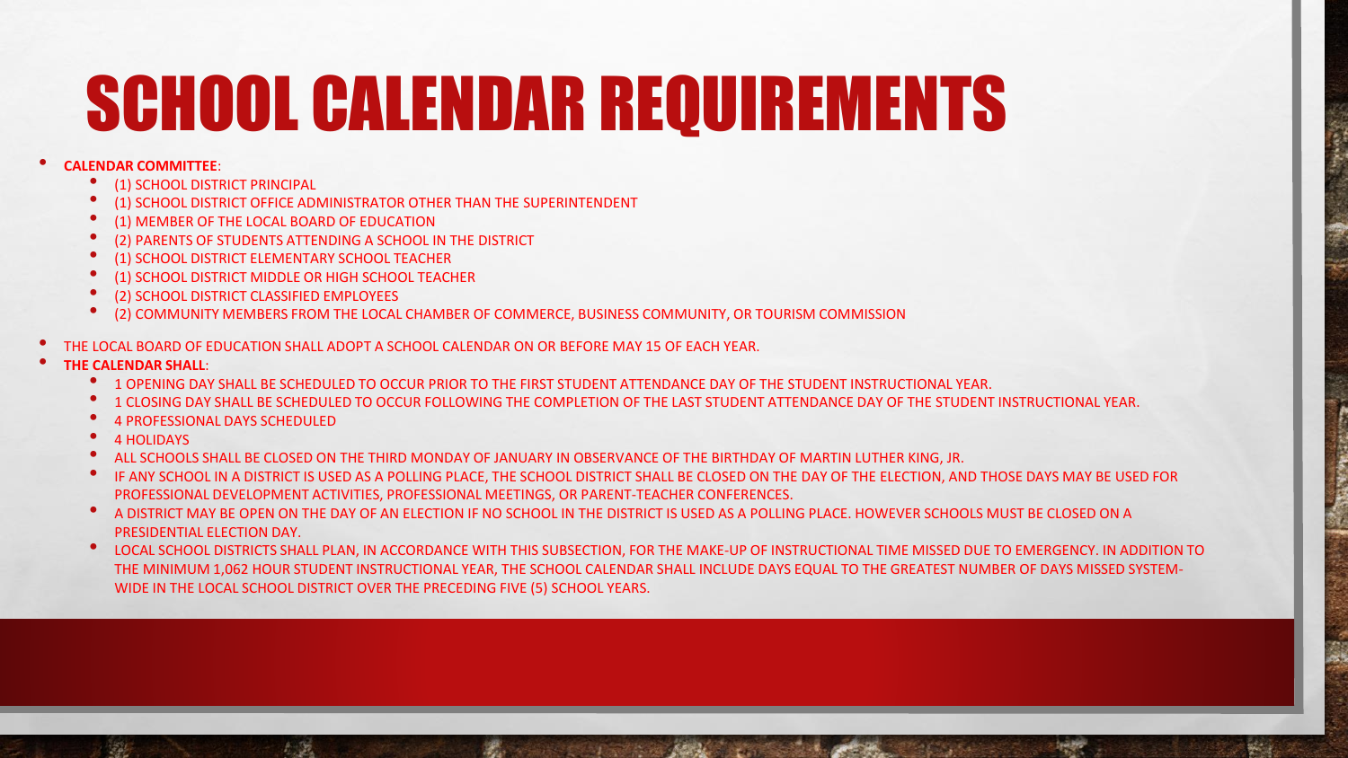# SCHOOL CALENDAR REQUIREMENTS

- **CALENDAR COMMITTEE**:
  - (1) SCHOOL DISTRICT PRINCIPAL
  - (1) SCHOOL DISTRICT OFFICE ADMINISTRATOR OTHER THAN THE SUPERINTENDENT
  - (1) MEMBER OF THE LOCAL BOARD OF EDUCATION
  - (2) PARENTS OF STUDENTS ATTENDING A SCHOOL IN THE DISTRICT
  - (1) SCHOOL DISTRICT ELEMENTARY SCHOOL TEACHER
  - (1) SCHOOL DISTRICT MIDDLE OR HIGH SCHOOL TEACHER
  - (2) SCHOOL DISTRICT CLASSIFIED EMPLOYEES
  - (2) COMMUNITY MEMBERS FROM THE LOCAL CHAMBER OF COMMERCE, BUSINESS COMMUNITY, OR TOURISM COMMISSION
- THE LOCAL BOARD OF EDUCATION SHALL ADOPT A SCHOOL CALENDAR ON OR BEFORE MAY 15 OF EACH YEAR.
- **THE CALENDAR SHALL**:
  - 1 OPENING DAY SHALL BE SCHEDULED TO OCCUR PRIOR TO THE FIRST STUDENT ATTENDANCE DAY OF THE STUDENT INSTRUCTIONAL YEAR.
  - 1 CLOSING DAY SHALL BE SCHEDULED TO OCCUR FOLLOWING THE COMPLETION OF THE LAST STUDENT ATTENDANCE DAY OF THE STUDENT INSTRUCTIONAL YEAR.
  - 4 PROFESSIONAL DAYS SCHEDULED
  - 4 HOLIDAYS
  - ALL SCHOOLS SHALL BE CLOSED ON THE THIRD MONDAY OF JANUARY IN OBSERVANCE OF THE BIRTHDAY OF MARTIN LUTHER KING, JR.
  - IF ANY SCHOOL IN A DISTRICT IS USED AS A POLLING PLACE, THE SCHOOL DISTRICT SHALL BE CLOSED ON THE DAY OF THE ELECTION, AND THOSE DAYS MAY BE USED FOR PROFESSIONAL DEVELOPMENT ACTIVITIES, PROFESSIONAL MEETINGS, OR PARENT-TEACHER CONFERENCES.
  - A DISTRICT MAY BE OPEN ON THE DAY OF AN ELECTION IF NO SCHOOL IN THE DISTRICT IS USED AS A POLLING PLACE. HOWEVER SCHOOLS MUST BE CLOSED ON A PRESIDENTIAL ELECTION DAY.
  - LOCAL SCHOOL DISTRICTS SHALL PLAN, IN ACCORDANCE WITH THIS SUBSECTION, FOR THE MAKE-UP OF INSTRUCTIONAL TIME MISSED DUE TO EMERGENCY. IN ADDITION TO THE MINIMUM 1,062 HOUR STUDENT INSTRUCTIONAL YEAR, THE SCHOOL CALENDAR SHALL INCLUDE DAYS EQUAL TO THE GREATEST NUMBER OF DAYS MISSED SYSTEM-WIDE IN THE LOCAL SCHOOL DISTRICT OVER THE PRECEDING FIVE (5) SCHOOL YEARS.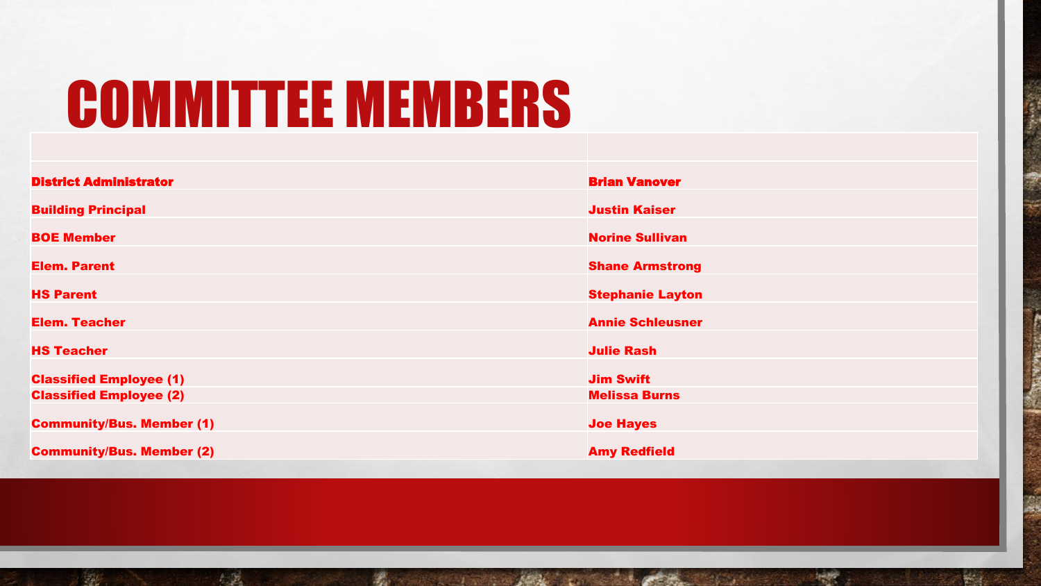# COMMITTEE MEMBERS

| | |
|---|---|
| **District Administrator** | **Brian Vanover** |
| **Building Principal** | **Justin Kaiser** |
| **BOE Member** | **Norine Sullivan** |
| **Elem. Parent** | **Shane Armstrong** |
| **HS Parent** | **Stephanie Layton** |
| **Elem. Teacher** | **Annie Schleusner** |
| **HS Teacher** | **Julie Rash** |
| **Classified Employee (1)** | **Jim Swift** |
| **Classified Employee (2)** | **Melissa Burns** |
| **Community/Bus. Member (1)** | **Joe Hayes** |
| **Community/Bus. Member (2)** | **Amy Redfield** |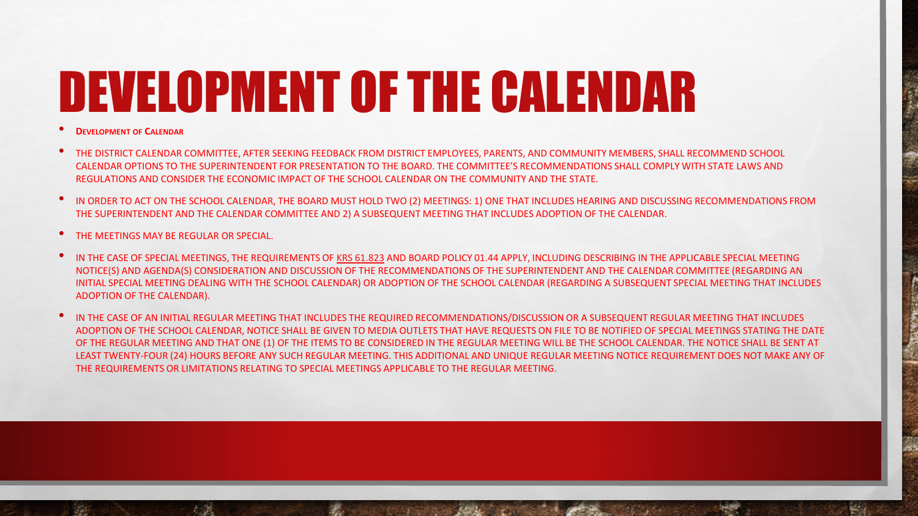# DEVELOPMENT OF THE CALENDAR

- **Development of Calendar**
- THE DISTRICT CALENDAR COMMITTEE, AFTER SEEKING FEEDBACK FROM DISTRICT EMPLOYEES, PARENTS, AND COMMUNITY MEMBERS, SHALL RECOMMEND SCHOOL CALENDAR OPTIONS TO THE SUPERINTENDENT FOR PRESENTATION TO THE BOARD. THE COMMITTEE'S RECOMMENDATIONS SHALL COMPLY WITH STATE LAWS AND REGULATIONS AND CONSIDER THE ECONOMIC IMPACT OF THE SCHOOL CALENDAR ON THE COMMUNITY AND THE STATE.
- IN ORDER TO ACT ON THE SCHOOL CALENDAR, THE BOARD MUST HOLD TWO (2) MEETINGS: 1) ONE THAT INCLUDES HEARING AND DISCUSSING RECOMMENDATIONS FROM THE SUPERINTENDENT AND THE CALENDAR COMMITTEE AND 2) A SUBSEQUENT MEETING THAT INCLUDES ADOPTION OF THE CALENDAR.
- THE MEETINGS MAY BE REGULAR OR SPECIAL.
- IN THE CASE OF SPECIAL MEETINGS, THE REQUIREMENTS OF KRS 61.823 AND BOARD POLICY 01.44 APPLY, INCLUDING DESCRIBING IN THE APPLICABLE SPECIAL MEETING NOTICE(S) AND AGENDA(S) CONSIDERATION AND DISCUSSION OF THE RECOMMENDATIONS OF THE SUPERINTENDENT AND THE CALENDAR COMMITTEE (REGARDING AN INITIAL SPECIAL MEETING DEALING WITH THE SCHOOL CALENDAR) OR ADOPTION OF THE SCHOOL CALENDAR (REGARDING A SUBSEQUENT SPECIAL MEETING THAT INCLUDES ADOPTION OF THE CALENDAR).
- IN THE CASE OF AN INITIAL REGULAR MEETING THAT INCLUDES THE REQUIRED RECOMMENDATIONS/DISCUSSION OR A SUBSEQUENT REGULAR MEETING THAT INCLUDES ADOPTION OF THE SCHOOL CALENDAR, NOTICE SHALL BE GIVEN TO MEDIA OUTLETS THAT HAVE REQUESTS ON FILE TO BE NOTIFIED OF SPECIAL MEETINGS STATING THE DATE OF THE REGULAR MEETING AND THAT ONE (1) OF THE ITEMS TO BE CONSIDERED IN THE REGULAR MEETING WILL BE THE SCHOOL CALENDAR. THE NOTICE SHALL BE SENT AT LEAST TWENTY-FOUR (24) HOURS BEFORE ANY SUCH REGULAR MEETING. THIS ADDITIONAL AND UNIQUE REGULAR MEETING NOTICE REQUIREMENT DOES NOT MAKE ANY OF THE REQUIREMENTS OR LIMITATIONS RELATING TO SPECIAL MEETINGS APPLICABLE TO THE REGULAR MEETING.